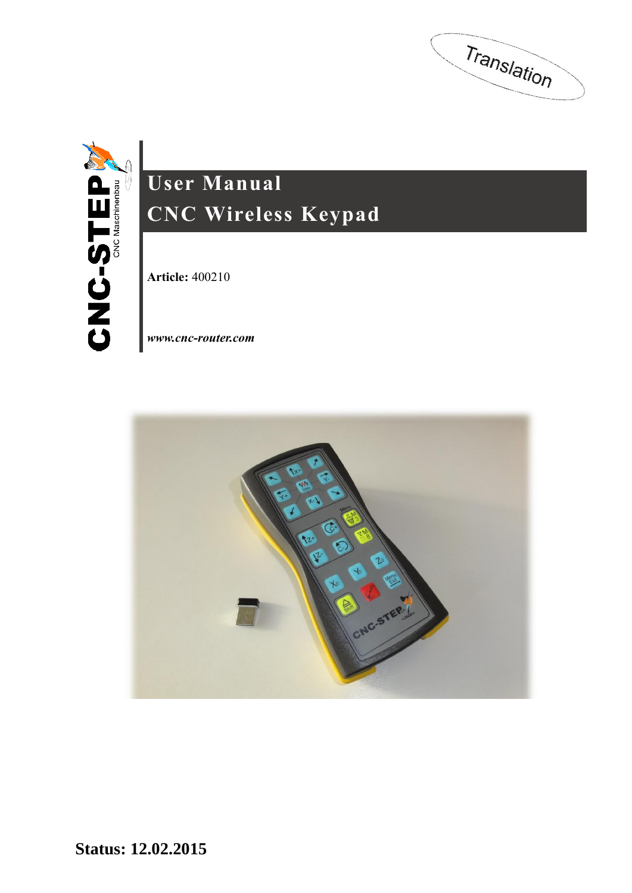Translation

# User Manual
# CNC Wireless Keypad

**Article:** 400210

***www.cnc-router.com***

**Status: 12.02.2015**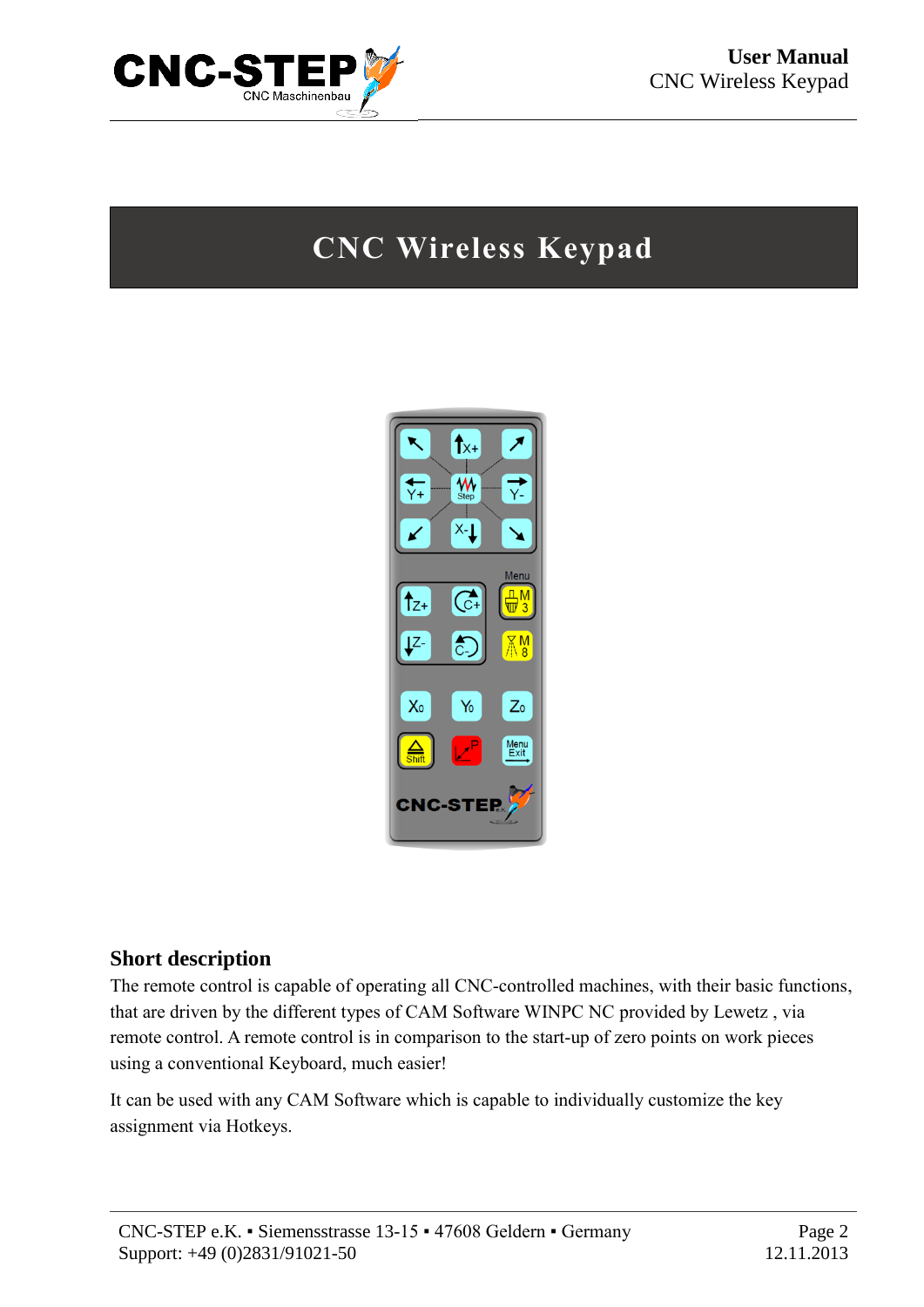# CNC Wireless Keypad

## Short description

The remote control is capable of operating all CNC-controlled machines, with their basic functions, that are driven by the different types of CAM Software WINPC NC provided by Lewetz , via remote control. A remote control is in comparison to the start-up of zero points on work pieces using a conventional Keyboard, much easier!

It can be used with any CAM Software which is capable to individually customize the key assignment via Hotkeys.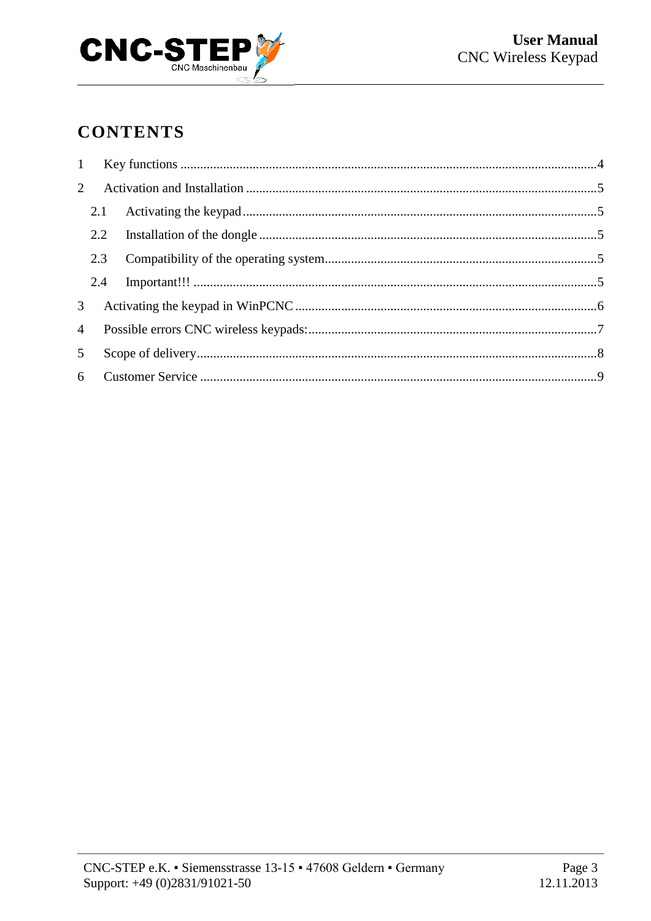# CONTENTS

1 Key functions ....................................................................................................................4

2 Activation and Installation ..................................................................................................5

2.1 Activating the keypad ...................................................................................................5

2.2 Installation of the dongle ..............................................................................................5

2.3 Compatibility of the operating system..........................................................................5

2.4 Important!!! ...................................................................................................................5

3 Activating the keypad in WinPCNC ...................................................................................6

4 Possible errors CNC wireless keypads:...............................................................................7

5 Scope of delivery.................................................................................................................8

6 Customer Service ................................................................................................................9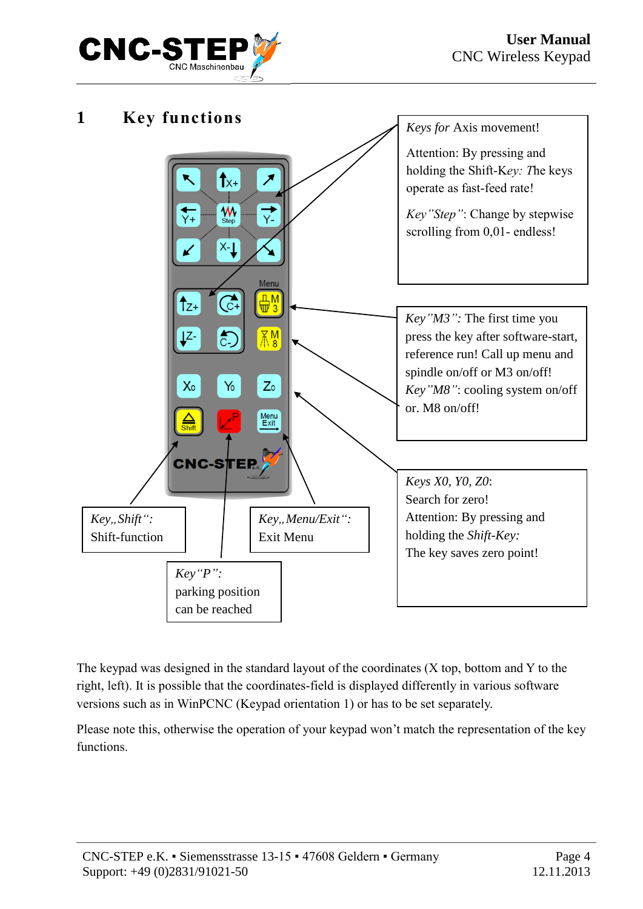# 1 Key functions

*Keys for* Axis movement!

Attention: By pressing and holding the Shift-K*ey: T*he keys operate as fast-feed rate!

*Key"Step"*: Change by stepwise scrolling from 0,01- endless!

*Key"M3":* The first time you press the key after software-start, reference run! Call up menu and spindle on/off or M3 on/off!

*Key"M8"*: cooling system on/off or. M8 on/off!

*Keys X0, Y0, Z0*:
Search for zero!
Attention: By pressing and holding the *Shift-Key:*
The key saves zero point!

*Key„Shift":*
Shift-function

*Key„Menu/Exit":*
Exit Menu

*Key"P":*
parking position can be reached

The keypad was designed in the standard layout of the coordinates (X top, bottom and Y to the right, left). It is possible that the coordinates-field is displayed differently in various software versions such as in WinPCNC (Keypad orientation 1) or has to be set separately.

Please note this, otherwise the operation of your keypad won't match the representation of the key functions.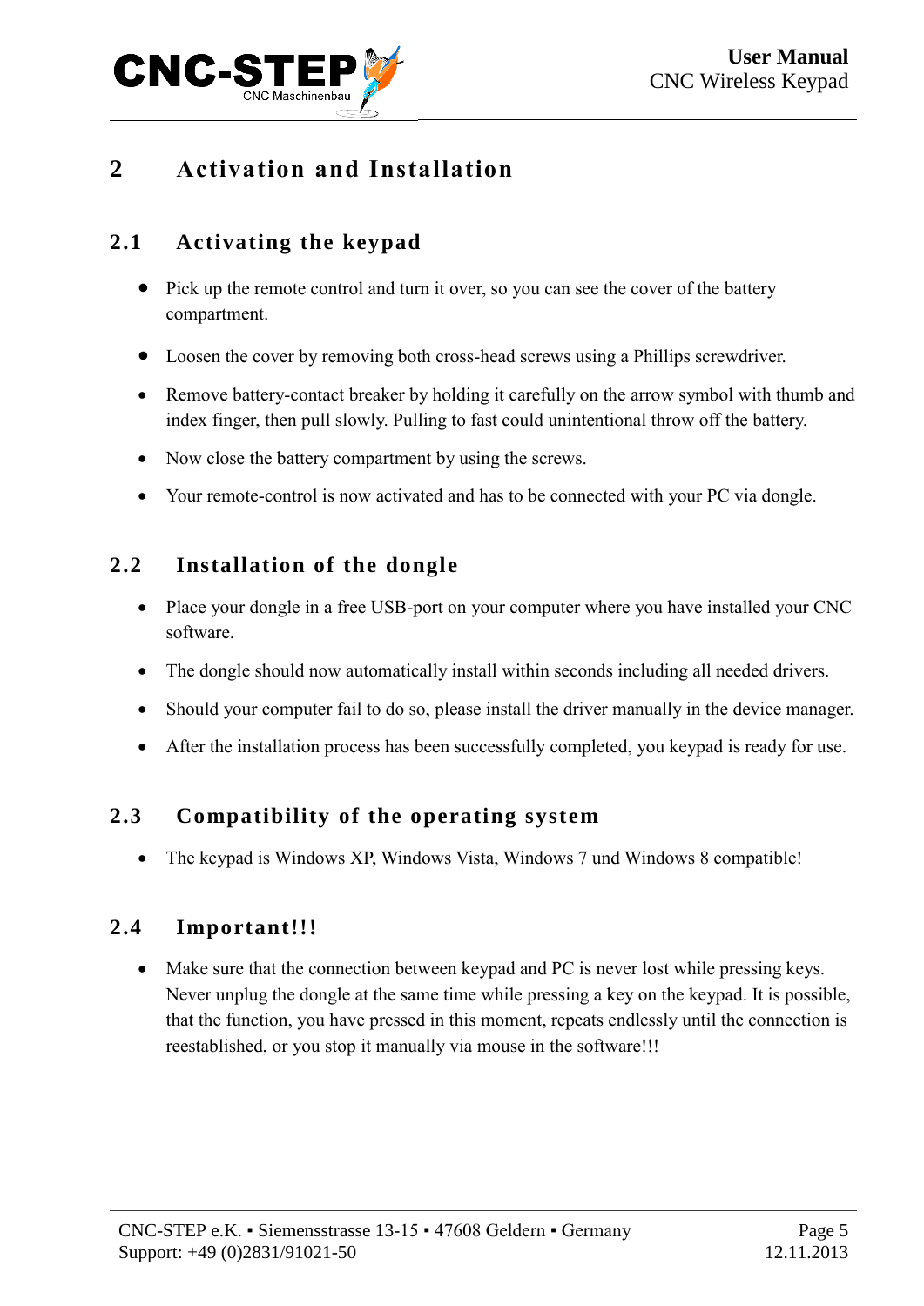## 2 Activation and Installation

### 2.1 Activating the keypad

- Pick up the remote control and turn it over, so you can see the cover of the battery compartment.
- Loosen the cover by removing both cross-head screws using a Phillips screwdriver.
- Remove battery-contact breaker by holding it carefully on the arrow symbol with thumb and index finger, then pull slowly. Pulling to fast could unintentional throw off the battery.
- Now close the battery compartment by using the screws.
- Your remote-control is now activated and has to be connected with your PC via dongle.

### 2.2 Installation of the dongle

- Place your dongle in a free USB-port on your computer where you have installed your CNC software.
- The dongle should now automatically install within seconds including all needed drivers.
- Should your computer fail to do so, please install the driver manually in the device manager.
- After the installation process has been successfully completed, you keypad is ready for use.

### 2.3 Compatibility of the operating system

- The keypad is Windows XP, Windows Vista, Windows 7 und Windows 8 compatible!

### 2.4 Important!!!

- Make sure that the connection between keypad and PC is never lost while pressing keys. Never unplug the dongle at the same time while pressing a key on the keypad. It is possible, that the function, you have pressed in this moment, repeats endlessly until the connection is reestablished, or you stop it manually via mouse in the software!!!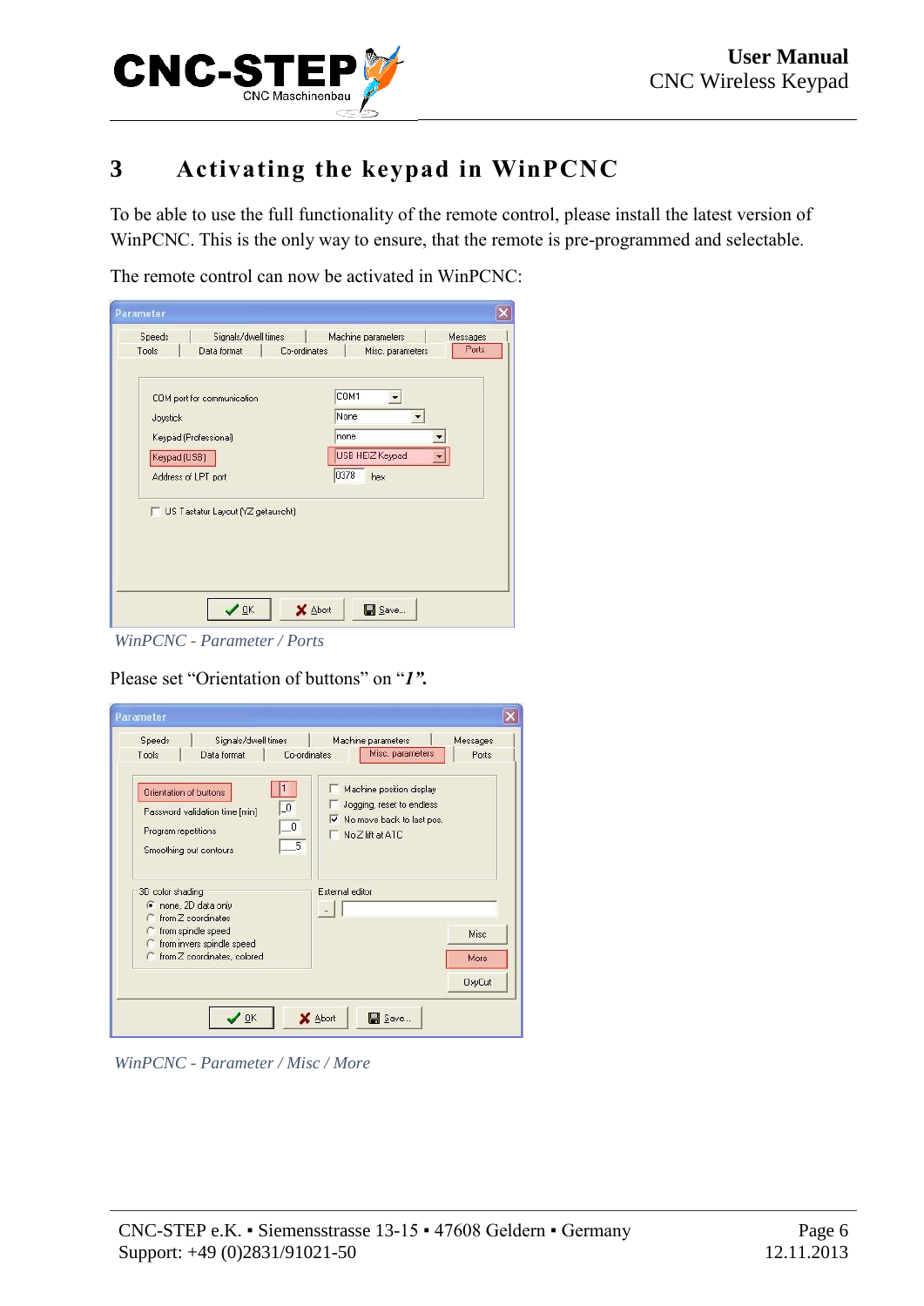# 3 Activating the keypad in WinPCNC

To be able to use the full functionality of the remote control, please install the latest version of WinPCNC. This is the only way to ensure, that the remote is pre-programmed and selectable.

The remote control can now be activated in WinPCNC:

*WinPCNC - Parameter / Ports*

Please set “Orientation of buttons” on “***1”.***

*WinPCNC - Parameter / Misc / More*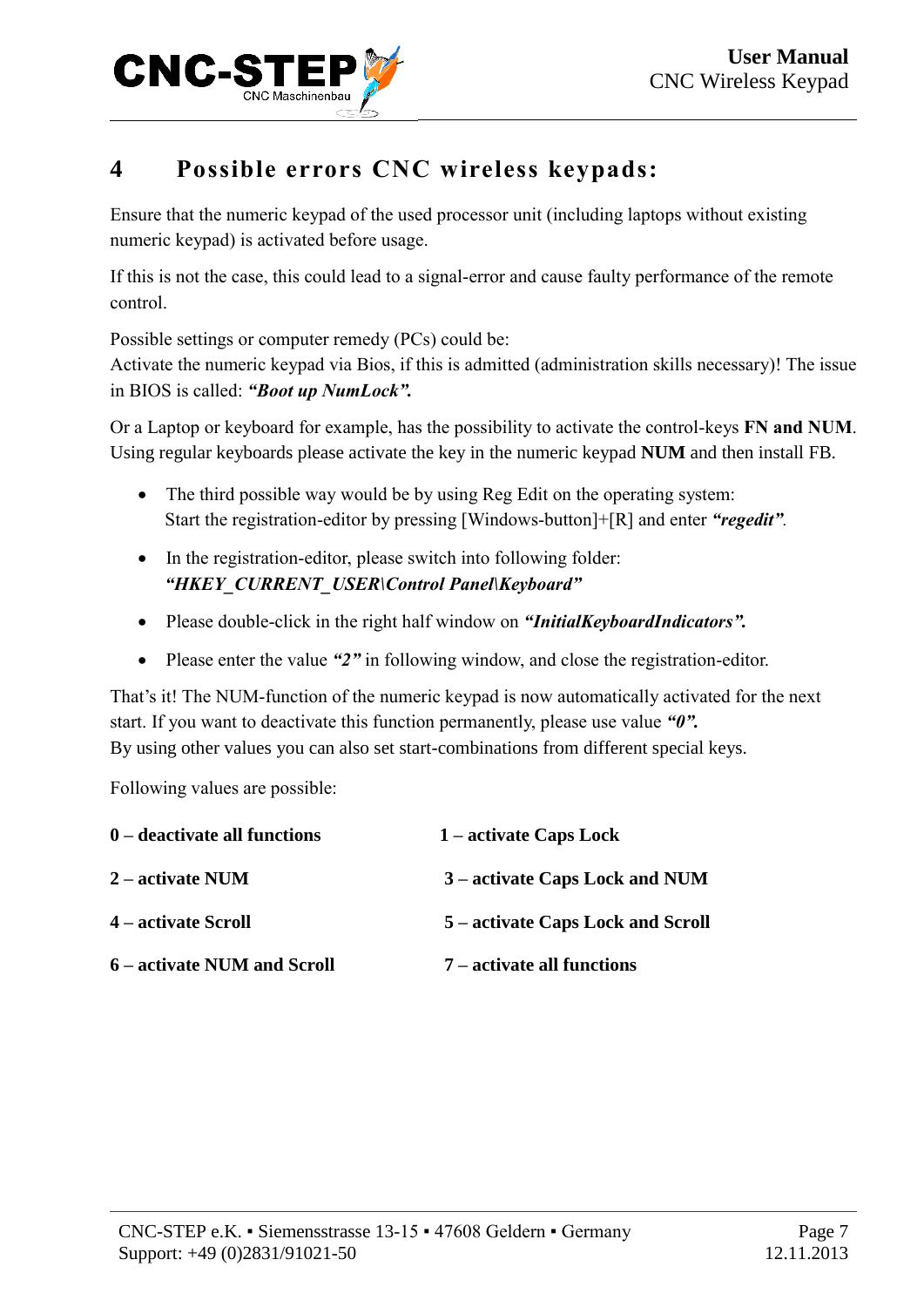# 4 Possible errors CNC wireless keypads:

Ensure that the numeric keypad of the used processor unit (including laptops without existing numeric keypad) is activated before usage.

If this is not the case, this could lead to a signal-error and cause faulty performance of the remote control.

Possible settings or computer remedy (PCs) could be:
Activate the numeric keypad via Bios, if this is admitted (administration skills necessary)! The issue in BIOS is called: ***"Boot up NumLock".***

Or a Laptop or keyboard for example, has the possibility to activate the control-keys **FN and NUM**. Using regular keyboards please activate the key in the numeric keypad **NUM** and then install FB.

- The third possible way would be by using Reg Edit on the operating system:
  Start the registration-editor by pressing [Windows-button]+[R] and enter ***"regedit"***.
- In the registration-editor, please switch into following folder:
  ***"HKEY_CURRENT_USER\Control Panel\Keyboard"***
- Please double-click in the right half window on ***"InitialKeyboardIndicators".***
- Please enter the value ***"2"*** in following window, and close the registration-editor.

That's it! The NUM-function of the numeric keypad is now automatically activated for the next start. If you want to deactivate this function permanently, please use value ***"0".***
By using other values you can also set start-combinations from different special keys.

Following values are possible:

**0 – deactivate all functions** **1 – activate Caps Lock**

**2 – activate NUM** **3 – activate Caps Lock and NUM**

**4 – activate Scroll** **5 – activate Caps Lock and Scroll**

**6 – activate NUM and Scroll** **7 – activate all functions**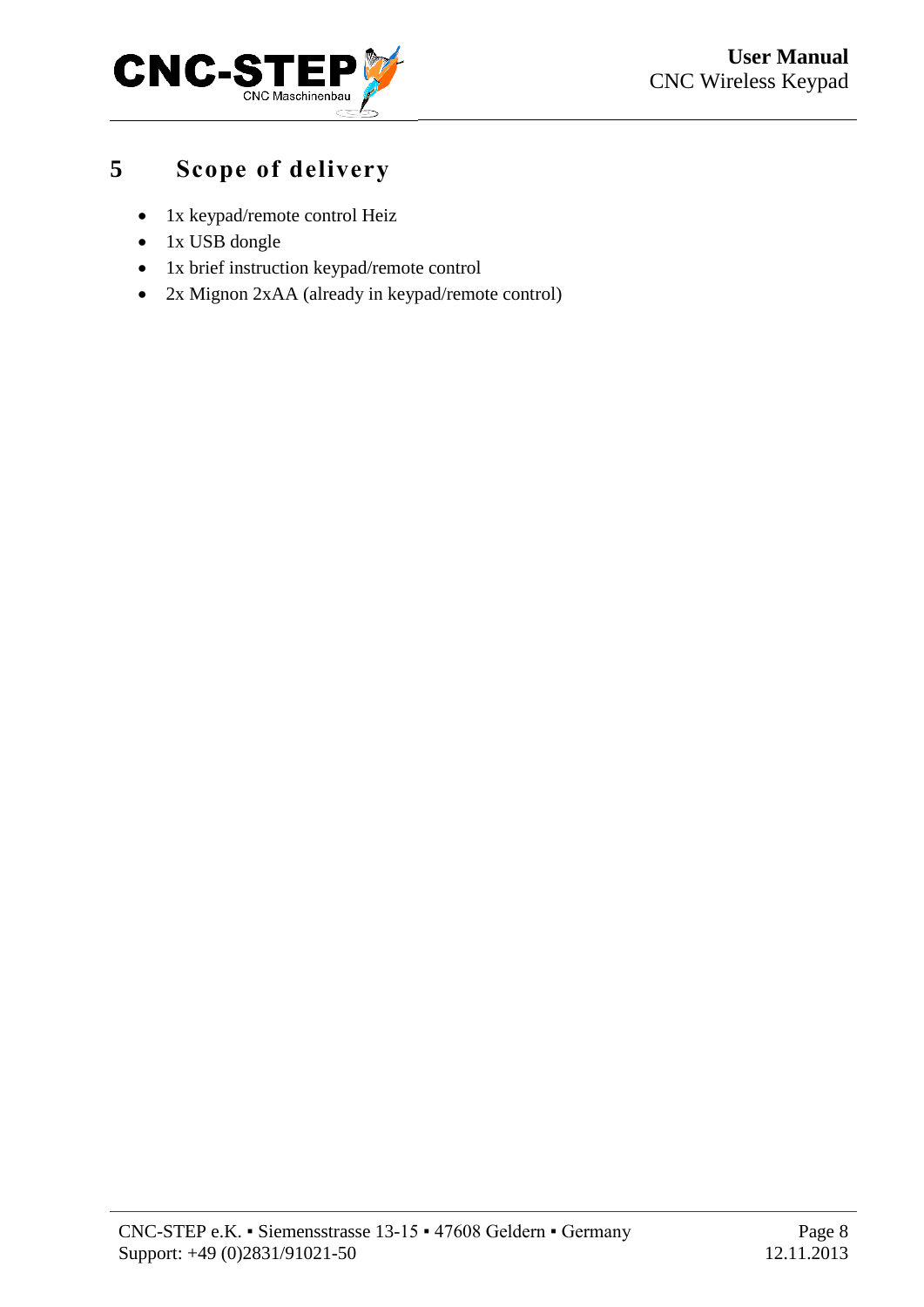# 5 Scope of delivery

- 1x keypad/remote control Heiz
- 1x USB dongle
- 1x brief instruction keypad/remote control
- 2x Mignon 2xAA (already in keypad/remote control)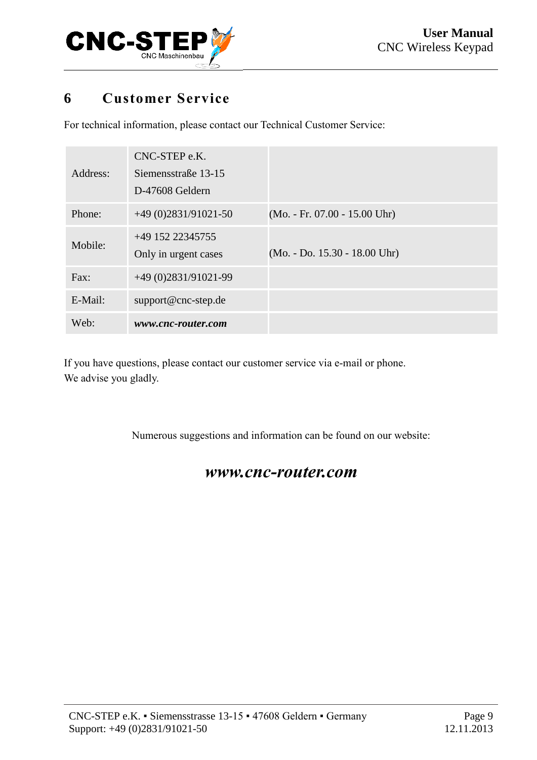# 6 Customer Service

For technical information, please contact our Technical Customer Service:

| | | |
|---|---|---|
| Address: | CNC-STEP e.K.<br>Siemensstraße 13-15<br>D-47608 Geldern | |
| Phone: | +49 (0)2831/91021-50 | (Mo. - Fr. 07.00 - 15.00 Uhr) |
| Mobile: | +49 152 22345755<br>Only in urgent cases | (Mo. - Do. 15.30 - 18.00 Uhr) |
| Fax: | +49 (0)2831/91021-99 | |
| E-Mail: | support@cnc-step.de | |
| Web: | ***www.cnc-router.com*** | |

If you have questions, please contact our customer service via e-mail or phone.
We advise you gladly.

Numerous suggestions and information can be found on our website:

***www.cnc-router.com***